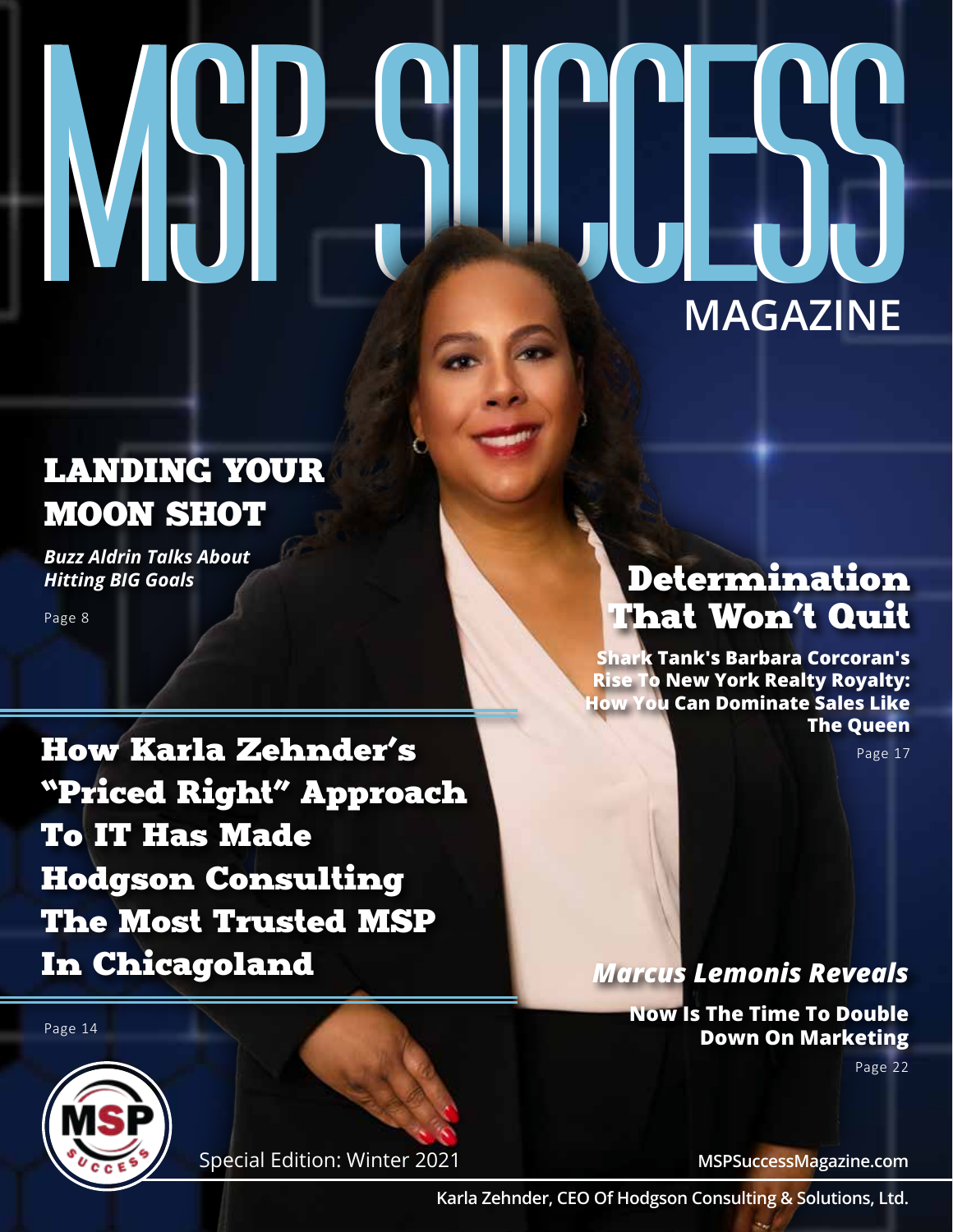# MSP SUCCESS MAGAZINE

## LANDING YOUR MOON SHOT

***Buzz Aldrin Talks About Hitting BIG Goals***

Page 8

## Determination That Won't Quit

**Shark Tank's Barbara Corcoran's Rise To New York Realty Royalty: How You Can Dominate Sales Like The Queen**

Page 17

## How Karla Zehnder's "Priced Right" Approach To IT Has Made Hodgson Consulting The Most Trusted MSP In Chicagoland

Page 14

## *Marcus Lemonis Reveals*

**Now Is The Time To Double Down On Marketing**

Page 22

Special Edition: Winter 2021

MSPSuccessMagazine.com

Karla Zehnder, CEO Of Hodgson Consulting & Solutions, Ltd.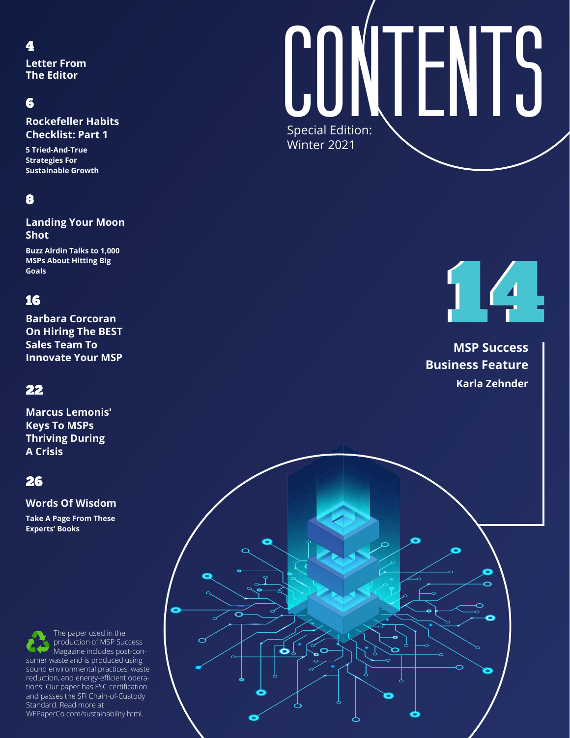# CONTENTS

Special Edition: Winter 2021

**4**

**Letter From The Editor**

**6**

**Rockefeller Habits Checklist: Part 1**

**5 Tried-And-True Strategies For Sustainable Growth**

**8**

**Landing Your Moon Shot**

**Buzz Aldrin Talks to 1,000 MSPs About Hitting Big Goals**

**14**

**MSP Success Business Feature**

**Karla Zehnder**

**16**

**Barbara Corcoran On Hiring The BEST Sales Team To Innovate Your MSP**

**22**

**Marcus Lemonis' Keys To MSPs Thriving During A Crisis**

**26**

**Words Of Wisdom**

**Take A Page From These Experts' Books**

The paper used in the production of MSP Success Magazine includes post-consumer waste and is produced using sound environmental practices, waste reduction, and energy-efficient operations. Our paper has FSC certification and passes the SFI Chain-of-Custody Standard. Read more at WFPaperCo.com/sustainability.html.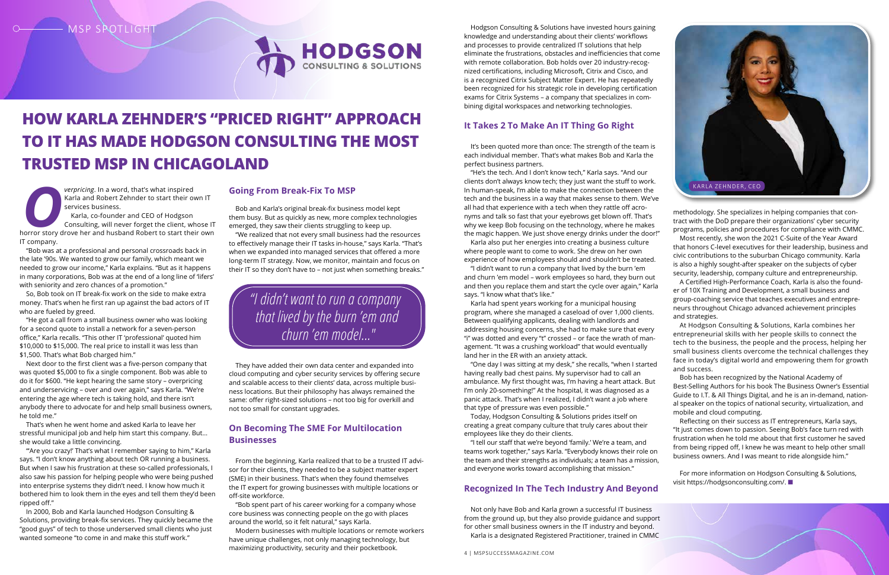# HOW KARLA ZEHNDER'S "PRICED RIGHT" APPROACH TO IT HAS MADE HODGSON CONSULTING THE MOST TRUSTED MSP IN CHICAGOLAND

*Overpricing*. In a word, that's what inspired Karla and Robert Zehnder to start their own IT services business.

Karla, co-founder and CEO of Hodgson Consulting, will never forget the client, whose IT horror story drove her and husband Robert to start their own IT company.

"Bob was at a professional and personal crossroads back in the late '90s. We wanted to grow our family, which meant we needed to grow our income," Karla explains. "But as it happens in many corporations, Bob was at the end of a long line of 'lifers' with seniority and zero chances of a promotion."

So, Bob took on IT break-fix work on the side to make extra money. That's when he first ran up against the bad actors of IT who are fueled by greed.

"He got a call from a small business owner who was looking for a second quote to install a network for a seven-person office," Karla recalls. "This other IT 'professional' quoted him $10,000 to $15,000. The real price to install it was less than $1,500. That's what Bob charged him."

Next door to the first client was a five-person company that was quoted $5,000 to fix a single component. Bob was able to do it for $600. "He kept hearing the same story – overpricing and underservicing – over and over again," says Karla. "We're entering the age where tech is taking hold, and there isn't anybody there to advocate for and help small business owners, he told me."

That's when he went home and asked Karla to leave her stressful municipal job and help him start this company. But… she would take a little convincing.

"'Are you crazy!' That's what I remember saying to him," Karla says. "I don't know anything about tech OR running a business. But when I saw his frustration at these so-called professionals, I also saw his passion for helping people who were being pushed into enterprise systems they didn't need. I know how much it bothered him to look them in the eyes and tell them they'd been ripped off."

In 2000, Bob and Karla launched Hodgson Consulting & Solutions, providing break-fix services. They quickly became the "good guys" of tech to those underserved small clients who just wanted someone "to come in and make this stuff work."

## Going From Break-Fix To MSP

Bob and Karla's original break-fix business model kept them busy. But as quickly as new, more complex technologies emerged, they saw their clients struggling to keep up.

"We realized that not every small business had the resources to effectively manage their IT tasks in-house," says Karla. "That's when we expanded into managed services that offered a more long-term IT strategy. Now, we monitor, maintain and focus on their IT so they don't have to – not just when something breaks."

> *"I didn't want to run a company that lived by the burn 'em and churn 'em model…"*

They have added their own data center and expanded into cloud computing and cyber security services by offering secure and scalable access to their clients' data, across multiple business locations. But their philosophy has always remained the same: offer right-sized solutions – not too big for overkill and not too small for constant upgrades.

## On Becoming The SME For Multilocation Businesses

From the beginning, Karla realized that to be a trusted IT advisor for their clients, they needed to be a subject matter expert (SME) in their business. That's when they found themselves the IT expert for growing businesses with multiple locations or off-site workforce.

"Bob spent part of his career working for a company whose core business was connecting people on the go with places around the world, so it felt natural," says Karla.

Modern businesses with multiple locations or remote workers have unique challenges, not only managing technology, but maximizing productivity, security and their pocketbook.

Hodgson Consulting & Solutions have invested hours gaining knowledge and understanding about their clients' workflows and processes to provide centralized IT solutions that help eliminate the frustrations, obstacles and inefficiencies that come with remote collaboration. Bob holds over 20 industry-recognized certifications, including Microsoft, Citrix and Cisco, and is a recognized Citrix Subject Matter Expert. He has repeatedly been recognized for his strategic role in developing certification exams for Citrix Systems – a company that specializes in combining digital workspaces and networking technologies.

## It Takes 2 To Make An IT Thing Go Right

It's been quoted more than once: The strength of the team is each individual member. That's what makes Bob and Karla the perfect business partners.

"He's the tech. And I don't know tech," Karla says. "And our clients don't always know tech; they just want the stuff to work. In human-speak, I'm able to make the connection between the tech and the business in a way that makes sense to them. We've all had that experience with a tech when they rattle off acronyms and talk so fast that your eyebrows get blown off. That's why we keep Bob focusing on the technology, where he makes the magic happen. We just shove energy drinks under the door!"

Karla also put her energies into creating a business culture where people want to come to work. She drew on her own experience of how employees should and shouldn't be treated.

"I didn't want to run a company that lived by the burn 'em and churn 'em model – work employees so hard, they burn out and then you replace them and start the cycle over again," Karla says. "I know what that's like."

Karla had spent years working for a municipal housing program, where she managed a caseload of over 1,000 clients. Between qualifying applicants, dealing with landlords and addressing housing concerns, she had to make sure that every "i" was dotted and every "t" crossed – or face the wrath of management. "It was a crushing workload" that would eventually land her in the ER with an anxiety attack.

"One day I was sitting at my desk," she recalls, "when I started having really bad chest pains. My supervisor had to call an ambulance. My first thought was, I'm having a heart attack. But I'm only 20-something!" At the hospital, it was diagnosed as a panic attack. That's when I realized, I didn't want a job where that type of pressure was even possible."

Today, Hodgson Consulting & Solutions prides itself on creating a great company culture that truly cares about their employees like they do their clients.

"I tell our staff that we're beyond 'family.' We're a team, and teams work together," says Karla. "Everybody knows their role on the team and their strengths as individuals; a team has a mission, and everyone works toward accomplishing that mission."

## Recognized In The Tech Industry And Beyond

Not only have Bob and Karla grown a successful IT business from the ground up, but they also provide guidance and support for other small business owners in the IT industry and beyond.

Karla is a designated Registered Practitioner, trained in CMMC methodology. She specializes in helping companies that contract with the DoD prepare their organizations' cyber security programs, policies and procedures for compliance with CMMC.

KARLA ZEHNDER, CEO

Most recently, she won the 2021 C-Suite of the Year Award that honors C-level executives for their leadership, business and civic contributions to the suburban Chicago community. Karla is also a highly sought-after speaker on the subjects of cyber security, leadership, company culture and entrepreneurship.

A Certified High-Performance Coach, Karla is also the founder of 10X Training and Development, a small business and group-coaching service that teaches executives and entrepreneurs throughout Chicago advanced achievement principles and strategies.

At Hodgson Consulting & Solutions, Karla combines her entrepreneurial skills with her people skills to connect the tech to the business, the people and the process, helping her small business clients overcome the technical challenges they face in today's digital world and empowering them for growth and success.

Bob has been recognized by the National Academy of Best-Selling Authors for his book The Business Owner's Essential Guide to I.T. & All Things Digital, and he is an in-demand, national speaker on the topics of national security, virtualization, and mobile and cloud computing.

Reflecting on their success as IT entrepreneurs, Karla says, "It just comes down to passion. Seeing Bob's face turn red with frustration when he told me about that first customer he saved from being ripped off, I knew he was meant to help other small business owners. And I was meant to ride alongside him."

For more information on Hodgson Consulting & Solutions, visit https://hodgsonconsulting.com/. ■